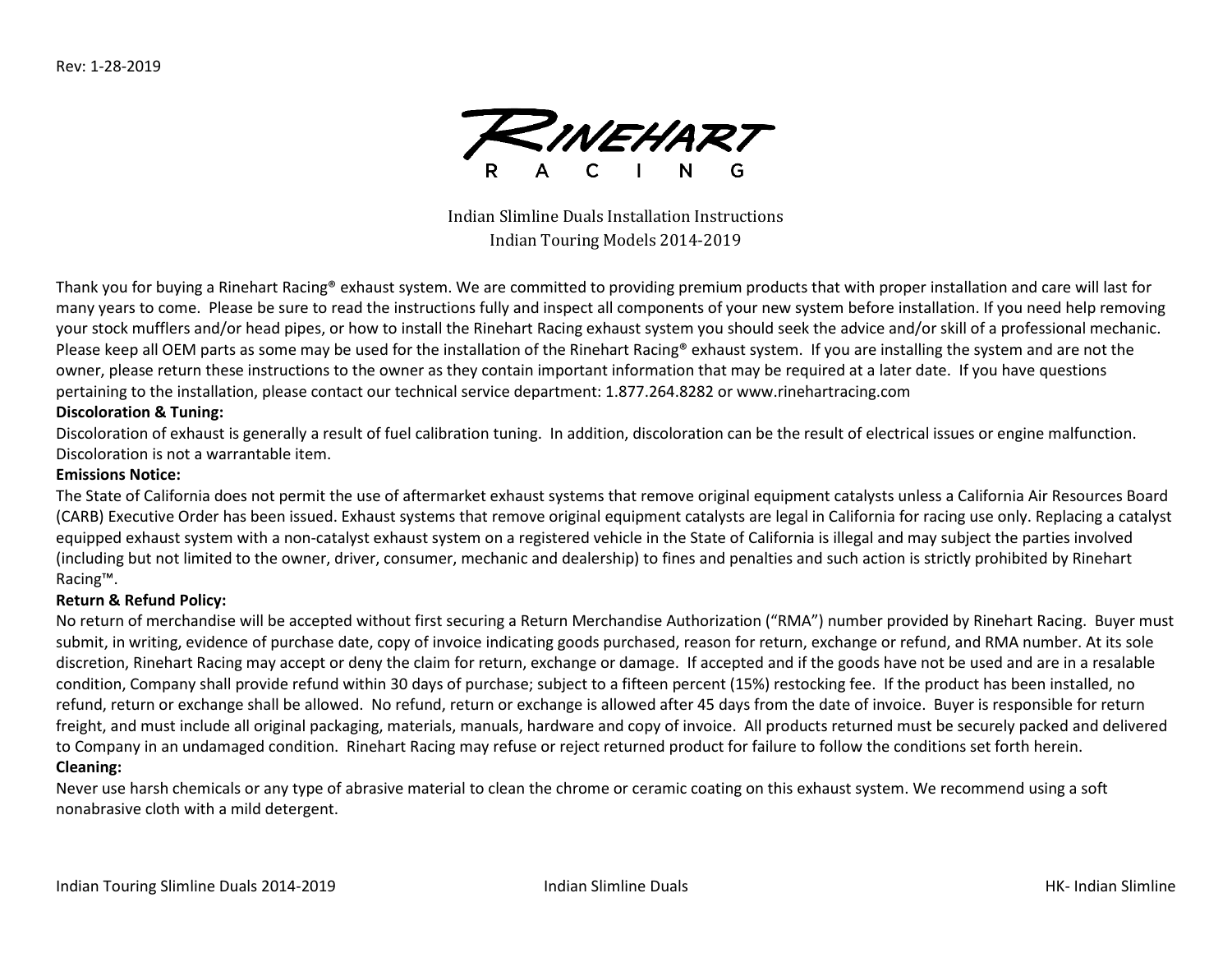Rev: 1-28-2019

RINEHART RACING

Indian Slimline Duals Installation Instructions
Indian Touring Models 2014-2019

Thank you for buying a Rinehart Racing® exhaust system. We are committed to providing premium products that with proper installation and care will last for many years to come. Please be sure to read the instructions fully and inspect all components of your new system before installation. If you need help removing your stock mufflers and/or head pipes, or how to install the Rinehart Racing exhaust system you should seek the advice and/or skill of a professional mechanic. Please keep all OEM parts as some may be used for the installation of the Rinehart Racing® exhaust system. If you are installing the system and are not the owner, please return these instructions to the owner as they contain important information that may be required at a later date. If you have questions pertaining to the installation, please contact our technical service department: 1.877.264.8282 or www.rinehartracing.com

**Discoloration & Tuning:**

Discoloration of exhaust is generally a result of fuel calibration tuning. In addition, discoloration can be the result of electrical issues or engine malfunction. Discoloration is not a warrantable item.

**Emissions Notice:**

The State of California does not permit the use of aftermarket exhaust systems that remove original equipment catalysts unless a California Air Resources Board (CARB) Executive Order has been issued. Exhaust systems that remove original equipment catalysts are legal in California for racing use only. Replacing a catalyst equipped exhaust system with a non-catalyst exhaust system on a registered vehicle in the State of California is illegal and may subject the parties involved (including but not limited to the owner, driver, consumer, mechanic and dealership) to fines and penalties and such action is strictly prohibited by Rinehart Racing™.

**Return & Refund Policy:**

No return of merchandise will be accepted without first securing a Return Merchandise Authorization ("RMA") number provided by Rinehart Racing. Buyer must submit, in writing, evidence of purchase date, copy of invoice indicating goods purchased, reason for return, exchange or refund, and RMA number. At its sole discretion, Rinehart Racing may accept or deny the claim for return, exchange or damage. If accepted and if the goods have not be used and are in a resalable condition, Company shall provide refund within 30 days of purchase; subject to a fifteen percent (15%) restocking fee. If the product has been installed, no refund, return or exchange shall be allowed. No refund, return or exchange is allowed after 45 days from the date of invoice. Buyer is responsible for return freight, and must include all original packaging, materials, manuals, hardware and copy of invoice. All products returned must be securely packed and delivered to Company in an undamaged condition. Rinehart Racing may refuse or reject returned product for failure to follow the conditions set forth herein.

**Cleaning:**

Never use harsh chemicals or any type of abrasive material to clean the chrome or ceramic coating on this exhaust system. We recommend using a soft nonabrasive cloth with a mild detergent.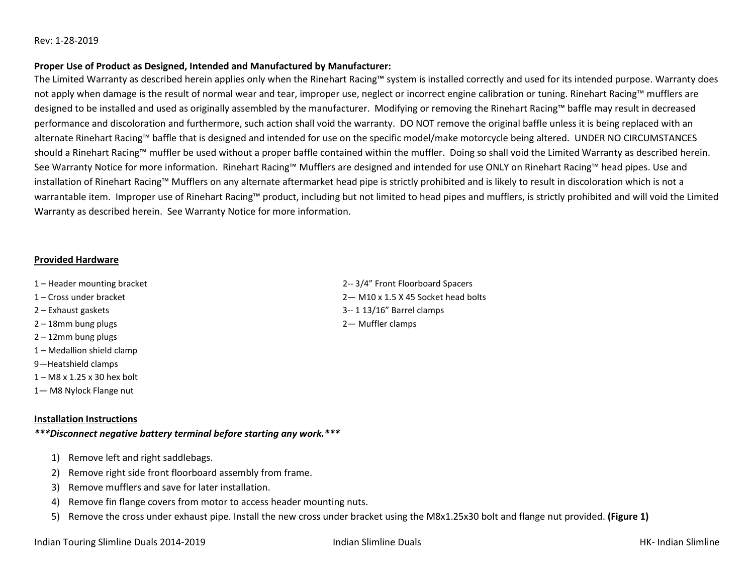Rev: 1-28-2019

**Proper Use of Product as Designed, Intended and Manufactured by Manufacturer:**
The Limited Warranty as described herein applies only when the Rinehart Racing™ system is installed correctly and used for its intended purpose. Warranty does not apply when damage is the result of normal wear and tear, improper use, neglect or incorrect engine calibration or tuning. Rinehart Racing™ mufflers are designed to be installed and used as originally assembled by the manufacturer. Modifying or removing the Rinehart Racing™ baffle may result in decreased performance and discoloration and furthermore, such action shall void the warranty. DO NOT remove the original baffle unless it is being replaced with an alternate Rinehart Racing™ baffle that is designed and intended for use on the specific model/make motorcycle being altered. UNDER NO CIRCUMSTANCES should a Rinehart Racing™ muffler be used without a proper baffle contained within the muffler. Doing so shall void the Limited Warranty as described herein. See Warranty Notice for more information. Rinehart Racing™ Mufflers are designed and intended for use ONLY on Rinehart Racing™ head pipes. Use and installation of Rinehart Racing™ Mufflers on any alternate aftermarket head pipe is strictly prohibited and is likely to result in discoloration which is not a warrantable item. Improper use of Rinehart Racing™ product, including but not limited to head pipes and mufflers, is strictly prohibited and will void the Limited Warranty as described herein. See Warranty Notice for more information.

## Provided Hardware

1 – Header mounting bracket
1 – Cross under bracket
2 – Exhaust gaskets
2 – 18mm bung plugs
2 – 12mm bung plugs
1 – Medallion shield clamp
9—Heatshield clamps
1 – M8 x 1.25 x 30 hex bolt
1— M8 Nylock Flange nut

2-- 3/4" Front Floorboard Spacers
2— M10 x 1.5 X 45 Socket head bolts
3-- 1 13/16" Barrel clamps
2— Muffler clamps

## Installation Instructions

***\*\*\*Disconnect negative battery terminal before starting any work.\*\*\****

1) Remove left and right saddlebags.
2) Remove right side front floorboard assembly from frame.
3) Remove mufflers and save for later installation.
4) Remove fin flange covers from motor to access header mounting nuts.
5) Remove the cross under exhaust pipe. Install the new cross under bracket using the M8x1.25x30 bolt and flange nut provided. **(Figure 1)**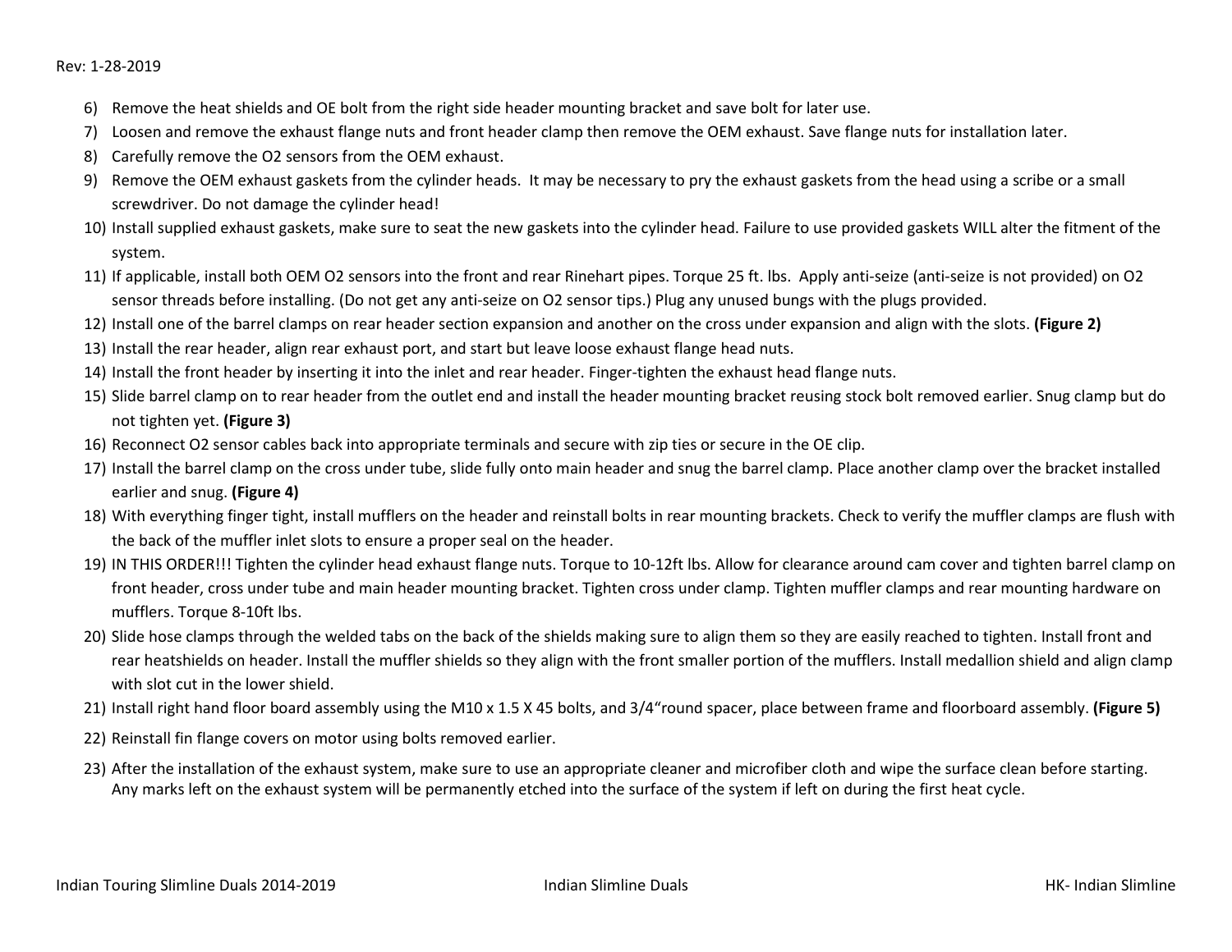6) Remove the heat shields and OE bolt from the right side header mounting bracket and save bolt for later use.
7) Loosen and remove the exhaust flange nuts and front header clamp then remove the OEM exhaust. Save flange nuts for installation later.
8) Carefully remove the O2 sensors from the OEM exhaust.
9) Remove the OEM exhaust gaskets from the cylinder heads. It may be necessary to pry the exhaust gaskets from the head using a scribe or a small screwdriver. Do not damage the cylinder head!
10) Install supplied exhaust gaskets, make sure to seat the new gaskets into the cylinder head. Failure to use provided gaskets WILL alter the fitment of the system.
11) If applicable, install both OEM O2 sensors into the front and rear Rinehart pipes. Torque 25 ft. lbs. Apply anti-seize (anti-seize is not provided) on O2 sensor threads before installing. (Do not get any anti-seize on O2 sensor tips.) Plug any unused bungs with the plugs provided.
12) Install one of the barrel clamps on rear header section expansion and another on the cross under expansion and align with the slots. **(Figure 2)**
13) Install the rear header, align rear exhaust port, and start but leave loose exhaust flange head nuts.
14) Install the front header by inserting it into the inlet and rear header. Finger-tighten the exhaust head flange nuts.
15) Slide barrel clamp on to rear header from the outlet end and install the header mounting bracket reusing stock bolt removed earlier. Snug clamp but do not tighten yet. **(Figure 3)**
16) Reconnect O2 sensor cables back into appropriate terminals and secure with zip ties or secure in the OE clip.
17) Install the barrel clamp on the cross under tube, slide fully onto main header and snug the barrel clamp. Place another clamp over the bracket installed earlier and snug. **(Figure 4)**
18) With everything finger tight, install mufflers on the header and reinstall bolts in rear mounting brackets. Check to verify the muffler clamps are flush with the back of the muffler inlet slots to ensure a proper seal on the header.
19) IN THIS ORDER!!! Tighten the cylinder head exhaust flange nuts. Torque to 10-12ft lbs. Allow for clearance around cam cover and tighten barrel clamp on front header, cross under tube and main header mounting bracket. Tighten cross under clamp. Tighten muffler clamps and rear mounting hardware on mufflers. Torque 8-10ft lbs.
20) Slide hose clamps through the welded tabs on the back of the shields making sure to align them so they are easily reached to tighten. Install front and rear heatshields on header. Install the muffler shields so they align with the front smaller portion of the mufflers. Install medallion shield and align clamp with slot cut in the lower shield.
21) Install right hand floor board assembly using the M10 x 1.5 X 45 bolts, and 3/4"round spacer, place between frame and floorboard assembly. **(Figure 5)**
22) Reinstall fin flange covers on motor using bolts removed earlier.
23) After the installation of the exhaust system, make sure to use an appropriate cleaner and microfiber cloth and wipe the surface clean before starting. Any marks left on the exhaust system will be permanently etched into the surface of the system if left on during the first heat cycle.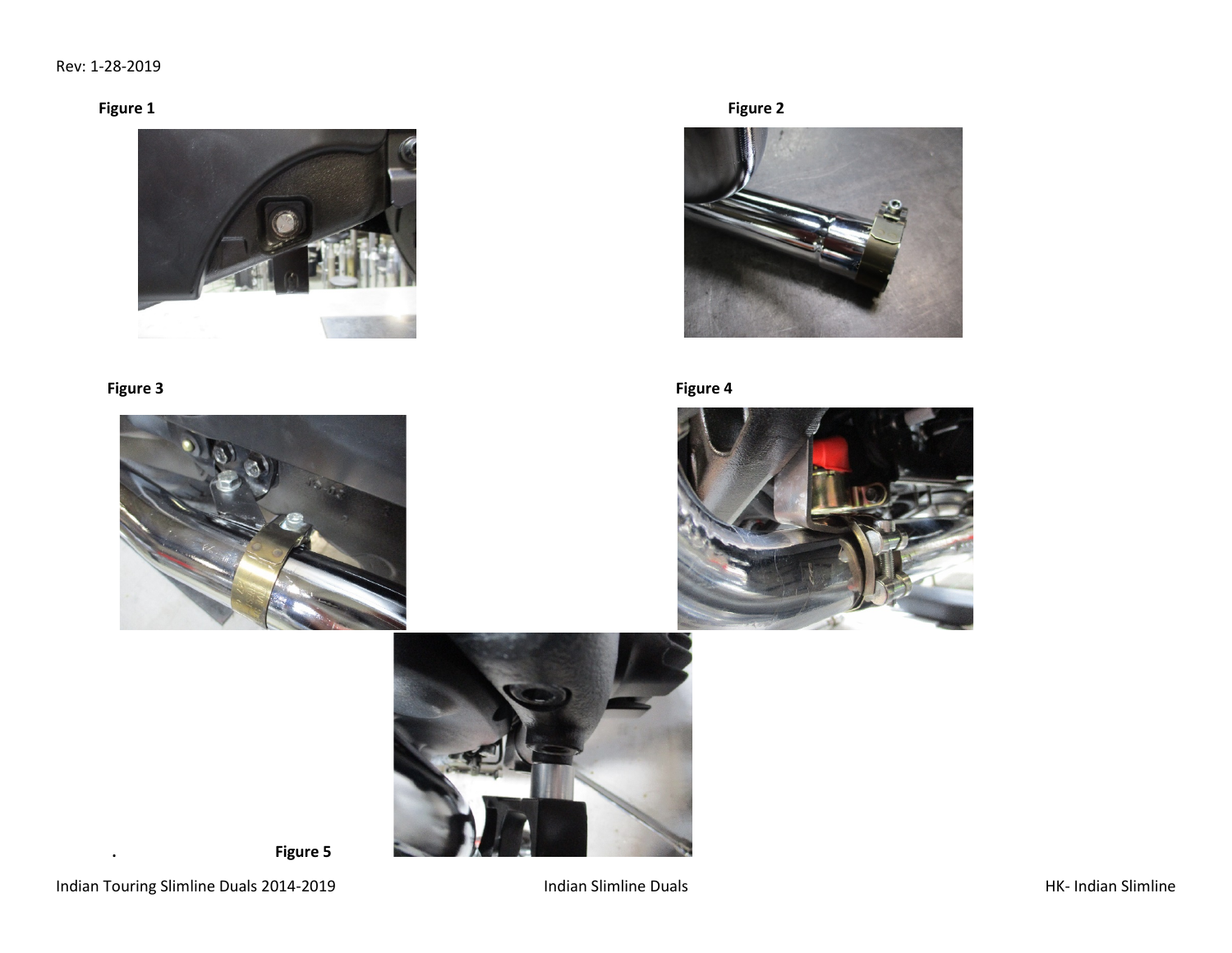Rev: 1-28-2019

**Figure 1**

**Figure 2**

**Figure 3**

**Figure 4**

**Figure 5**